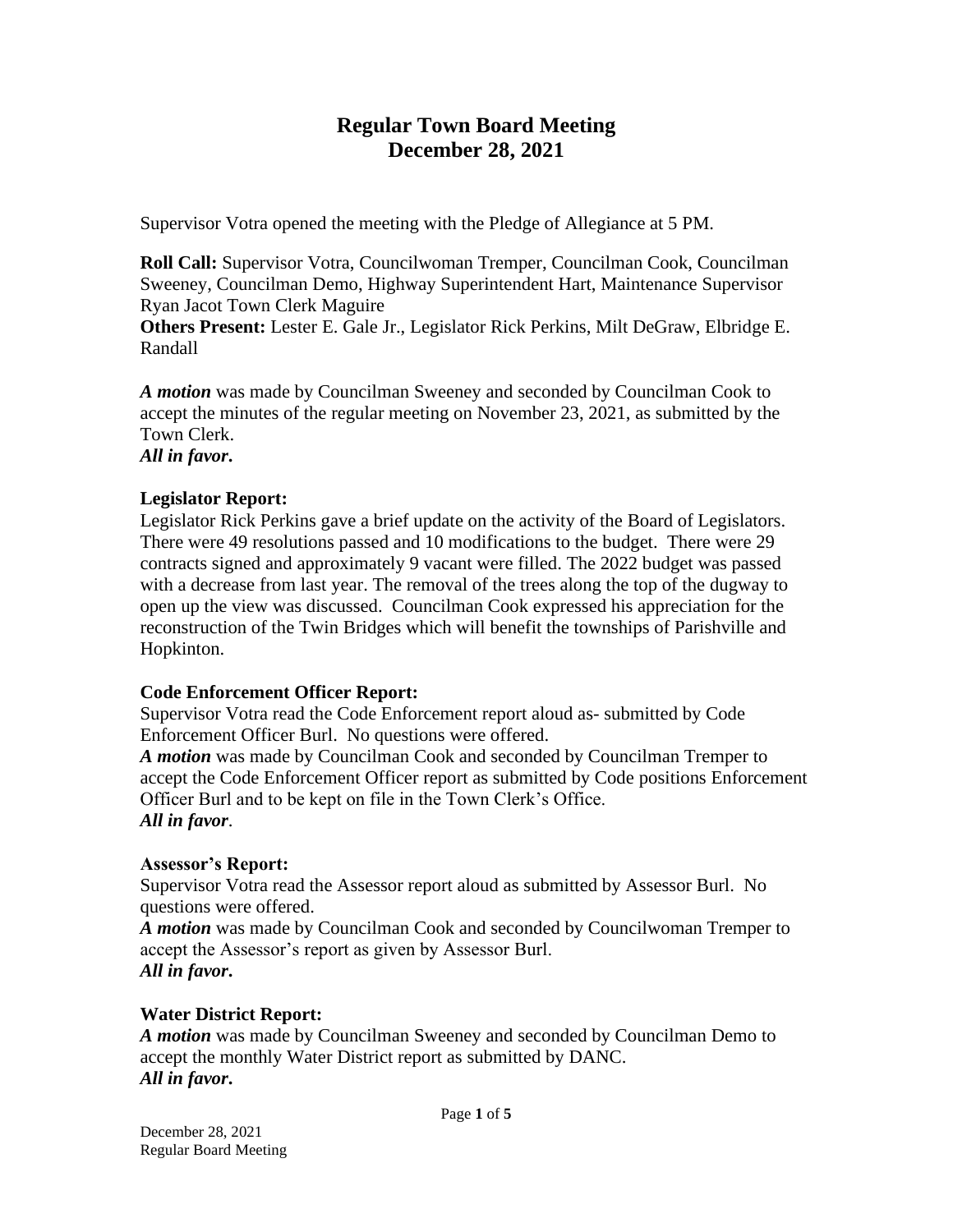# Regular Town Board Meeting
# December 28, 2021

Supervisor Votra opened the meeting with the Pledge of Allegiance at 5 PM.

**Roll Call:** Supervisor Votra, Councilwoman Tremper, Councilman Cook, Councilman Sweeney, Councilman Demo, Highway Superintendent Hart, Maintenance Supervisor Ryan Jacot Town Clerk Maguire
**Others Present:** Lester E. Gale Jr., Legislator Rick Perkins, Milt DeGraw, Elbridge E. Randall

***A motion*** was made by Councilman Sweeney and seconded by Councilman Cook to accept the minutes of the regular meeting on November 23, 2021, as submitted by the Town Clerk.
***All in favor.***

**Legislator Report:**
Legislator Rick Perkins gave a brief update on the activity of the Board of Legislators. There were 49 resolutions passed and 10 modifications to the budget. There were 29 contracts signed and approximately 9 vacant were filled. The 2022 budget was passed with a decrease from last year. The removal of the trees along the top of the dugway to open up the view was discussed. Councilman Cook expressed his appreciation for the reconstruction of the Twin Bridges which will benefit the townships of Parishville and Hopkinton.

**Code Enforcement Officer Report:**
Supervisor Votra read the Code Enforcement report aloud as- submitted by Code Enforcement Officer Burl. No questions were offered.
***A motion*** was made by Councilman Cook and seconded by Councilman Tremper to accept the Code Enforcement Officer report as submitted by Code positions Enforcement Officer Burl and to be kept on file in the Town Clerk's Office.
***All in favor***.

**Assessor's Report:**
Supervisor Votra read the Assessor report aloud as submitted by Assessor Burl. No questions were offered.
***A motion*** was made by Councilman Cook and seconded by Councilwoman Tremper to accept the Assessor's report as given by Assessor Burl.
***All in favor.***

**Water District Report:**
***A motion*** was made by Councilman Sweeney and seconded by Councilman Demo to accept the monthly Water District report as submitted by DANC.
***All in favor.***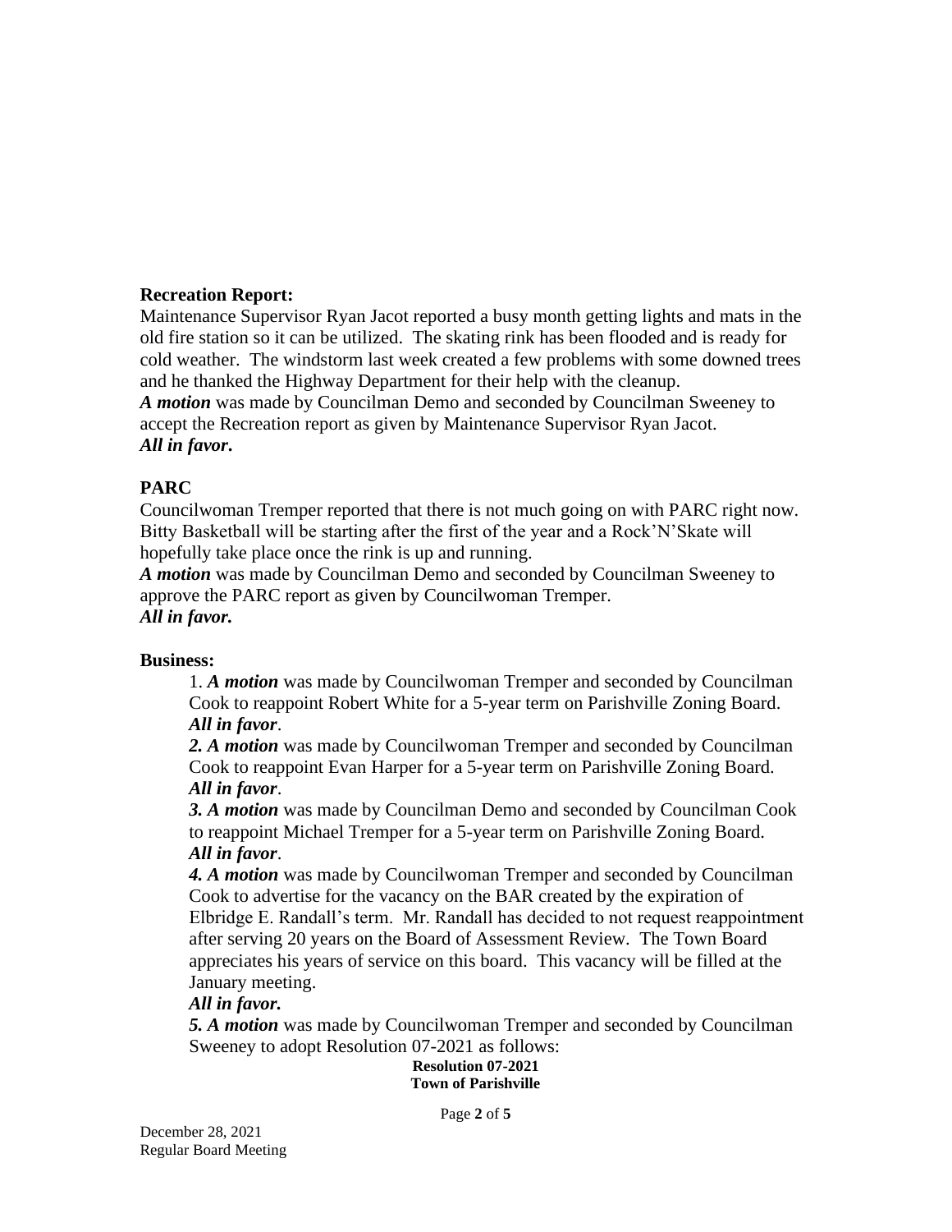**Recreation Report:**

Maintenance Supervisor Ryan Jacot reported a busy month getting lights and mats in the old fire station so it can be utilized. The skating rink has been flooded and is ready for cold weather. The windstorm last week created a few problems with some downed trees and he thanked the Highway Department for their help with the cleanup.

***A motion*** was made by Councilman Demo and seconded by Councilman Sweeney to accept the Recreation report as given by Maintenance Supervisor Ryan Jacot.

***All in favor.***

**PARC**

Councilwoman Tremper reported that there is not much going on with PARC right now. Bitty Basketball will be starting after the first of the year and a Rock'N'Skate will hopefully take place once the rink is up and running.

***A motion*** was made by Councilman Demo and seconded by Councilman Sweeney to approve the PARC report as given by Councilwoman Tremper.

***All in favor.***

**Business:**

1. ***A motion*** was made by Councilwoman Tremper and seconded by Councilman Cook to reappoint Robert White for a 5-year term on Parishville Zoning Board. ***All in favor***.

2. ***A motion*** was made by Councilwoman Tremper and seconded by Councilman Cook to reappoint Evan Harper for a 5-year term on Parishville Zoning Board. ***All in favor***.

3. ***A motion*** was made by Councilman Demo and seconded by Councilman Cook to reappoint Michael Tremper for a 5-year term on Parishville Zoning Board. ***All in favor***.

4. ***A motion*** was made by Councilwoman Tremper and seconded by Councilman Cook to advertise for the vacancy on the BAR created by the expiration of Elbridge E. Randall's term. Mr. Randall has decided to not request reappointment after serving 20 years on the Board of Assessment Review. The Town Board appreciates his years of service on this board. This vacancy will be filled at the January meeting.
***All in favor.***

5. ***A motion*** was made by Councilwoman Tremper and seconded by Councilman Sweeney to adopt Resolution 07-2021 as follows:

**Resolution 07-2021**
**Town of Parishville**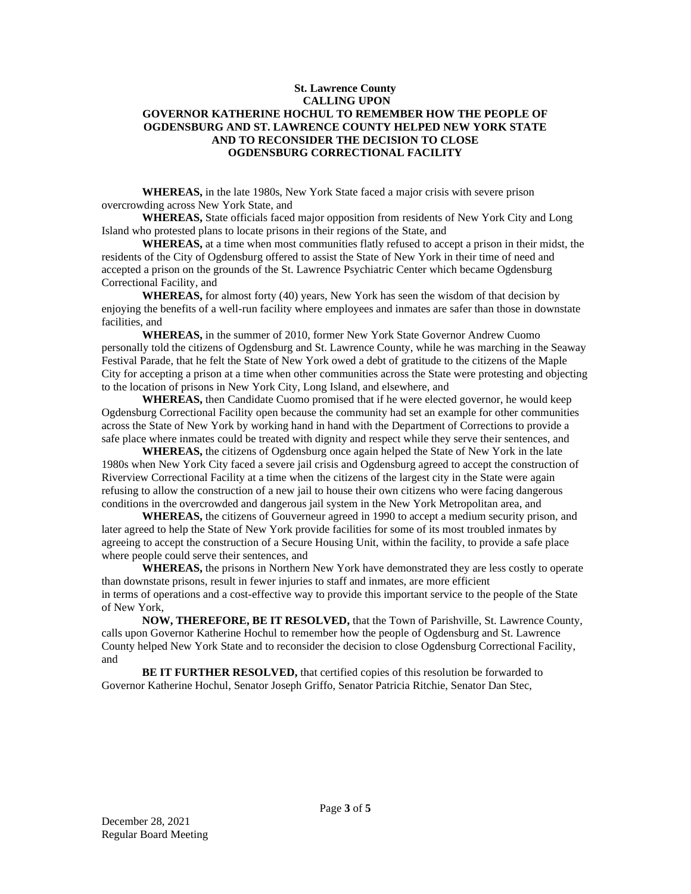**St. Lawrence County**
**CALLING UPON**
**GOVERNOR KATHERINE HOCHUL TO REMEMBER HOW THE PEOPLE OF OGDENSBURG AND ST. LAWRENCE COUNTY HELPED NEW YORK STATE AND TO RECONSIDER THE DECISION TO CLOSE OGDENSBURG CORRECTIONAL FACILITY**

**WHEREAS,** in the late 1980s, New York State faced a major crisis with severe prison overcrowding across New York State, and

**WHEREAS,** State officials faced major opposition from residents of New York City and Long Island who protested plans to locate prisons in their regions of the State, and

**WHEREAS,** at a time when most communities flatly refused to accept a prison in their midst, the residents of the City of Ogdensburg offered to assist the State of New York in their time of need and accepted a prison on the grounds of the St. Lawrence Psychiatric Center which became Ogdensburg Correctional Facility, and

**WHEREAS,** for almost forty (40) years, New York has seen the wisdom of that decision by enjoying the benefits of a well-run facility where employees and inmates are safer than those in downstate facilities, and

**WHEREAS,** in the summer of 2010, former New York State Governor Andrew Cuomo personally told the citizens of Ogdensburg and St. Lawrence County, while he was marching in the Seaway Festival Parade, that he felt the State of New York owed a debt of gratitude to the citizens of the Maple City for accepting a prison at a time when other communities across the State were protesting and objecting to the location of prisons in New York City, Long Island, and elsewhere, and

**WHEREAS,** then Candidate Cuomo promised that if he were elected governor, he would keep Ogdensburg Correctional Facility open because the community had set an example for other communities across the State of New York by working hand in hand with the Department of Corrections to provide a safe place where inmates could be treated with dignity and respect while they serve their sentences, and

**WHEREAS,** the citizens of Ogdensburg once again helped the State of New York in the late 1980s when New York City faced a severe jail crisis and Ogdensburg agreed to accept the construction of Riverview Correctional Facility at a time when the citizens of the largest city in the State were again refusing to allow the construction of a new jail to house their own citizens who were facing dangerous conditions in the overcrowded and dangerous jail system in the New York Metropolitan area, and

**WHEREAS,** the citizens of Gouverneur agreed in 1990 to accept a medium security prison, and later agreed to help the State of New York provide facilities for some of its most troubled inmates by agreeing to accept the construction of a Secure Housing Unit, within the facility, to provide a safe place where people could serve their sentences, and

**WHEREAS,** the prisons in Northern New York have demonstrated they are less costly to operate than downstate prisons, result in fewer injuries to staff and inmates, are more efficient in terms of operations and a cost-effective way to provide this important service to the people of the State of New York,

**NOW, THEREFORE, BE IT RESOLVED,** that the Town of Parishville, St. Lawrence County, calls upon Governor Katherine Hochul to remember how the people of Ogdensburg and St. Lawrence County helped New York State and to reconsider the decision to close Ogdensburg Correctional Facility, and

**BE IT FURTHER RESOLVED,** that certified copies of this resolution be forwarded to Governor Katherine Hochul, Senator Joseph Griffo, Senator Patricia Ritchie, Senator Dan Stec,

December 28, 2021
Regular Board Meeting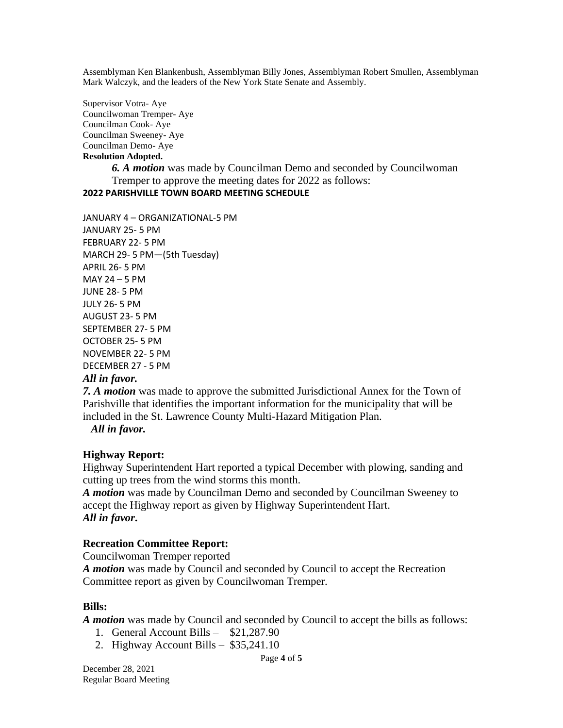Assemblyman Ken Blankenbush, Assemblyman Billy Jones, Assemblyman Robert Smullen, Assemblyman Mark Walczyk, and the leaders of the New York State Senate and Assembly.

Supervisor Votra- Aye
Councilwoman Tremper- Aye
Councilman Cook- Aye
Councilman Sweeney- Aye
Councilman Demo- Aye
**Resolution Adopted.**

***6. A motion*** was made by Councilman Demo and seconded by Councilwoman Tremper to approve the meeting dates for 2022 as follows:

**2022 PARISHVILLE TOWN BOARD MEETING SCHEDULE**

JANUARY 4 – ORGANIZATIONAL-5 PM
JANUARY 25- 5 PM
FEBRUARY 22- 5 PM
MARCH 29- 5 PM—(5th Tuesday)
APRIL 26- 5 PM
MAY 24 – 5 PM
JUNE 28- 5 PM
JULY 26- 5 PM
AUGUST 23- 5 PM
SEPTEMBER 27- 5 PM
OCTOBER 25- 5 PM
NOVEMBER 22- 5 PM
DECEMBER 27 - 5 PM

***All in favor.***

***7. A motion*** was made to approve the submitted Jurisdictional Annex for the Town of Parishville that identifies the important information for the municipality that will be included in the St. Lawrence County Multi-Hazard Mitigation Plan.

***All in favor.***

**Highway Report:**

Highway Superintendent Hart reported a typical December with plowing, sanding and cutting up trees from the wind storms this month.

***A motion*** was made by Councilman Demo and seconded by Councilman Sweeney to accept the Highway report as given by Highway Superintendent Hart.

***All in favor.***

**Recreation Committee Report:**

Councilwoman Tremper reported

***A motion*** was made by Council and seconded by Council to accept the Recreation Committee report as given by Councilwoman Tremper.

**Bills:**

***A motion*** was made by Council and seconded by Council to accept the bills as follows:

1. General Account Bills – $21,287.90
2. Highway Account Bills – $35,241.10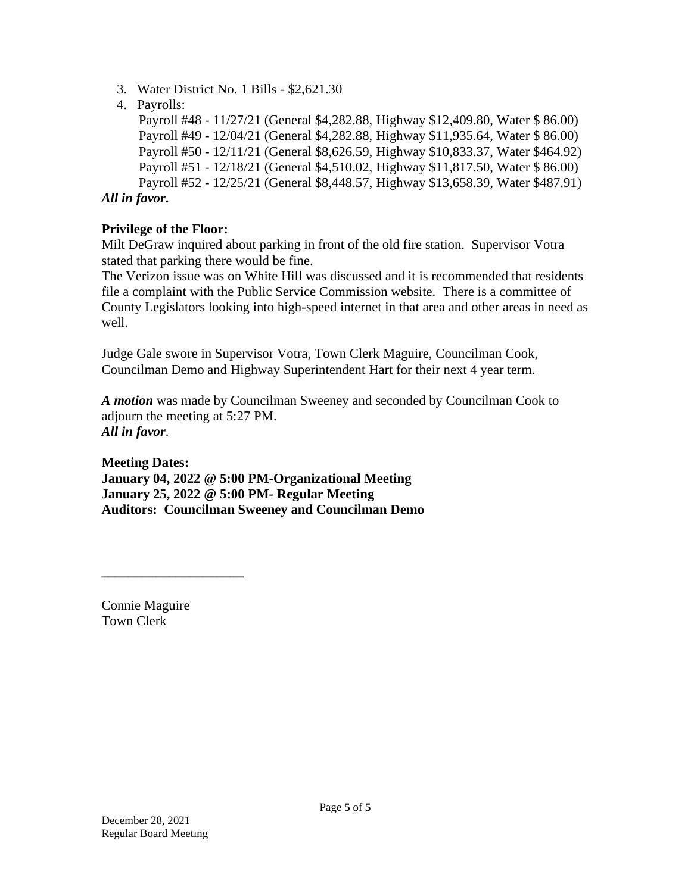3. Water District No. 1 Bills - $2,621.30
4. Payrolls:
   Payroll #48 - 11/27/21 (General $4,282.88, Highway $12,409.80, Water $ 86.00)
   Payroll #49 - 12/04/21 (General $4,282.88, Highway $11,935.64, Water $ 86.00)
   Payroll #50 - 12/11/21 (General $8,626.59, Highway $10,833.37, Water $464.92)
   Payroll #51 - 12/18/21 (General $4,510.02, Highway $11,817.50, Water $ 86.00)
   Payroll #52 - 12/25/21 (General $8,448.57, Highway $13,658.39, Water $487.91)

***All in favor.***

**Privilege of the Floor:**
Milt DeGraw inquired about parking in front of the old fire station. Supervisor Votra stated that parking there would be fine.
The Verizon issue was on White Hill was discussed and it is recommended that residents file a complaint with the Public Service Commission website. There is a committee of County Legislators looking into high-speed internet in that area and other areas in need as well.

Judge Gale swore in Supervisor Votra, Town Clerk Maguire, Councilman Cook, Councilman Demo and Highway Superintendent Hart for their next 4 year term.

***A motion*** was made by Councilman Sweeney and seconded by Councilman Cook to adjourn the meeting at 5:27 PM.
***All in favor***.

**Meeting Dates:**
**January 04, 2022 @ 5:00 PM-Organizational Meeting**
**January 25, 2022 @ 5:00 PM- Regular Meeting**
**Auditors: Councilman Sweeney and Councilman Demo**

____________________

Connie Maguire
Town Clerk